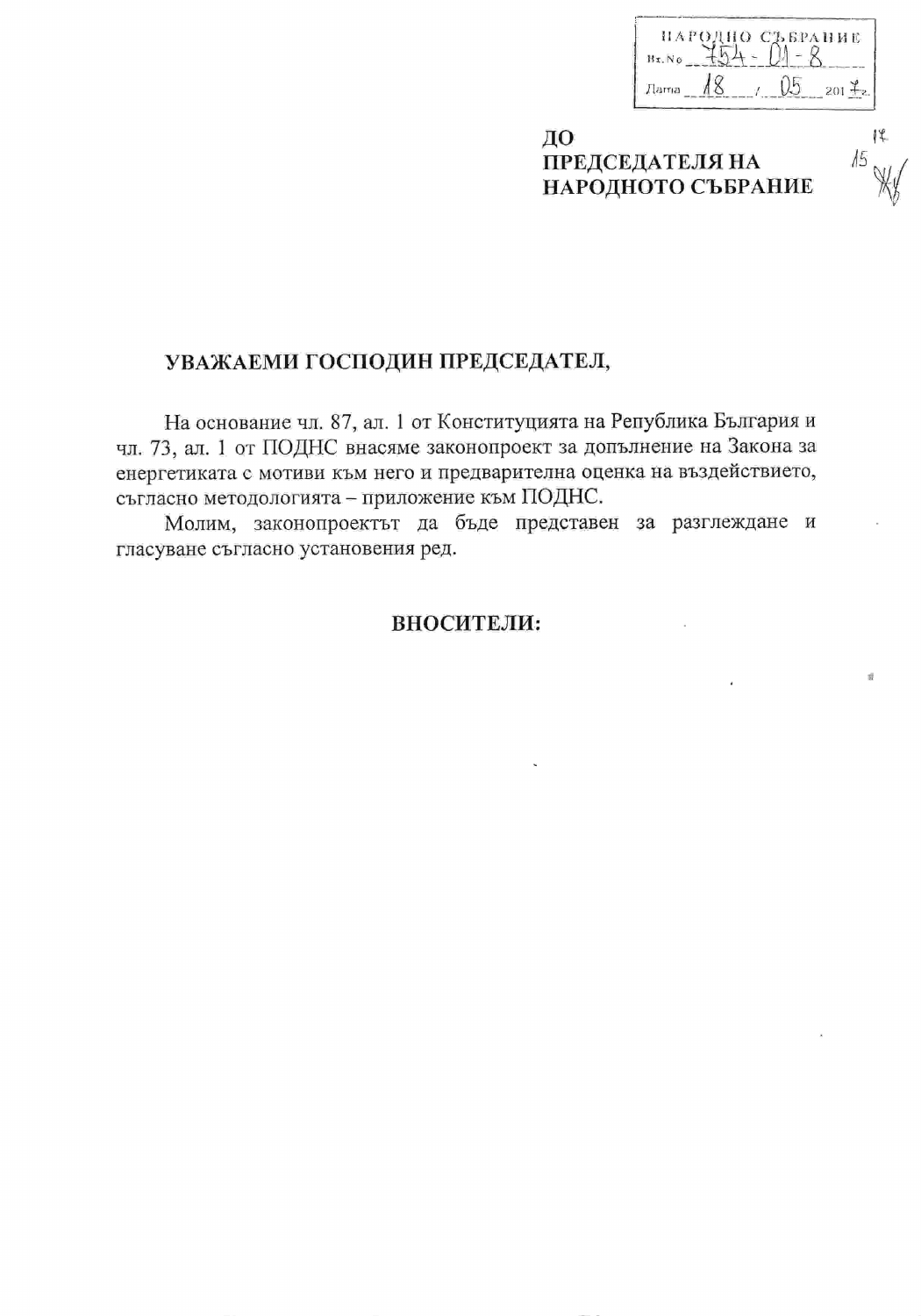НАРОДНО СЪБРАНИЕ
Вх. № 754-01-8
Дата 18 / 05 2017 г.

**ДО**
**ПРЕДСЕДАТЕЛЯ НА**
**НАРОДНОТО СЪБРАНИЕ**

**УВАЖАЕМИ ГОСПОДИН ПРЕДСЕДАТЕЛ,**

На основание чл. 87, ал. 1 от Конституцията на Република България и чл. 73, ал. 1 от ПОДНС внасяме законопроект за допълнение на Закона за енергетиката с мотиви към него и предварителна оценка на въздействието, съгласно методологията – приложение към ПОДНС.

Молим, законопроектът да бъде представен за разглеждане и гласуване съгласно установения ред.

**ВНОСИТЕЛИ:**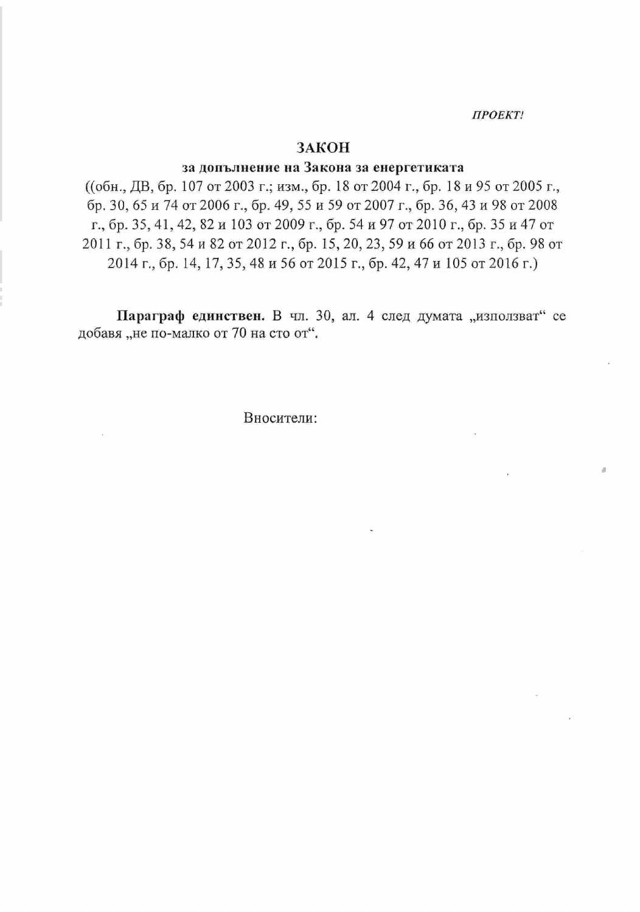*ПРОЕКТ!*

# ЗАКОН

## за допълнение на Закона за енергетиката

((обн., ДВ, бр. 107 от 2003 г.; изм., бр. 18 от 2004 г., бр. 18 и 95 от 2005 г., бр. 30, 65 и 74 от 2006 г., бр. 49, 55 и 59 от 2007 г., бр. 36, 43 и 98 от 2008 г., бр. 35, 41, 42, 82 и 103 от 2009 г., бр. 54 и 97 от 2010 г., бр. 35 и 47 от 2011 г., бр. 38, 54 и 82 от 2012 г., бр. 15, 20, 23, 59 и 66 от 2013 г., бр. 98 от 2014 г., бр. 14, 17, 35, 48 и 56 от 2015 г., бр. 42, 47 и 105 от 2016 г.)

**Параграф единствен.** В чл. 30, ал. 4 след думата „използват" се добавя „не по-малко от 70 на сто от".

Вносители: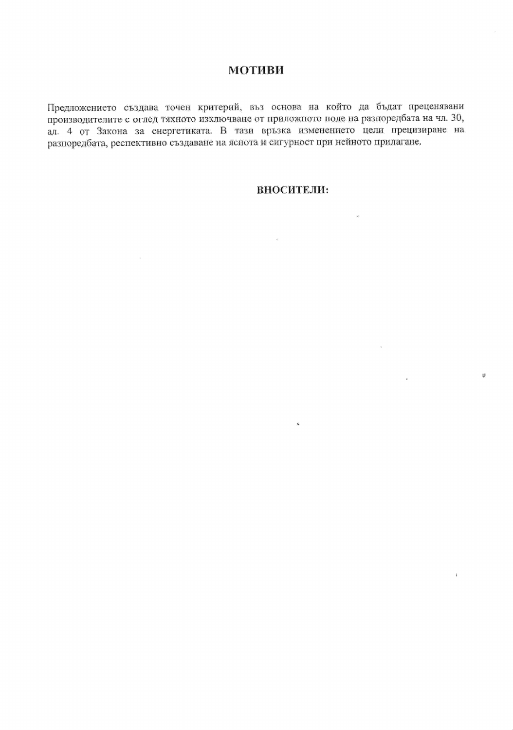# МОТИВИ

Предложението създава точен критерий, въз основа на който да бъдат преценявани производителите с оглед тяхното изключване от приложното поле на разпоредбата на чл. 30, ал. 4 от Закона за енергетиката. В тази връзка изменението цели прецизиране на разпоредбата, респективно създаване на яснота и сигурност при нейното прилагане.

**ВНОСИТЕЛИ:**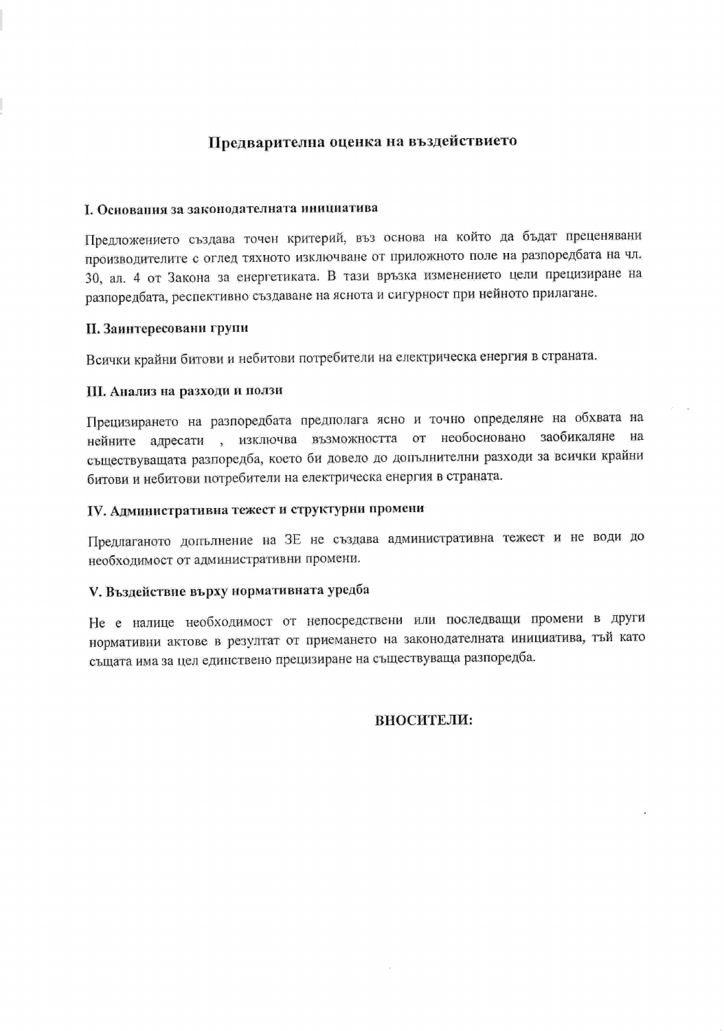# Предварителна оценка на въздействието

## I. Основания за законодателната инициатива

Предложението създава точен критерий, въз основа на който да бъдат преценявани производителите с оглед тяхното изключване от приложното поле на разпоредбата на чл. 30, ал. 4 от Закона за енергетиката. В тази връзка изменението цели прецизиране на разпоредбата, респективно създаване на яснота и сигурност при нейното прилагане.

## II. Заинтересовани групи

Всички крайни битови и небитови потребители на електрическа енергия в страната.

## III. Анализ на разходи и ползи

Прецизирането на разпоредбата предполага ясно и точно определяне на обхвата на нейните адресати , изключва възможността от необосновано заобикаляне на съществуващата разпоредба, което би довело до допълнителни разходи за всички крайни битови и небитови потребители на електрическа енергия в страната.

## IV. Административна тежест и структурни промени

Предлаганото допълнение на ЗЕ не създава административна тежест и не води до необходимост от административни промени.

## V. Въздействие върху нормативната уредба

Не е налице необходимост от непосредствени или последващи промени в други нормативни актове в резултат от приемането на законодателната инициатива, тъй като същата има за цел единствено прецизиране на съществуваща разпоредба.

**ВНОСИТЕЛИ:**